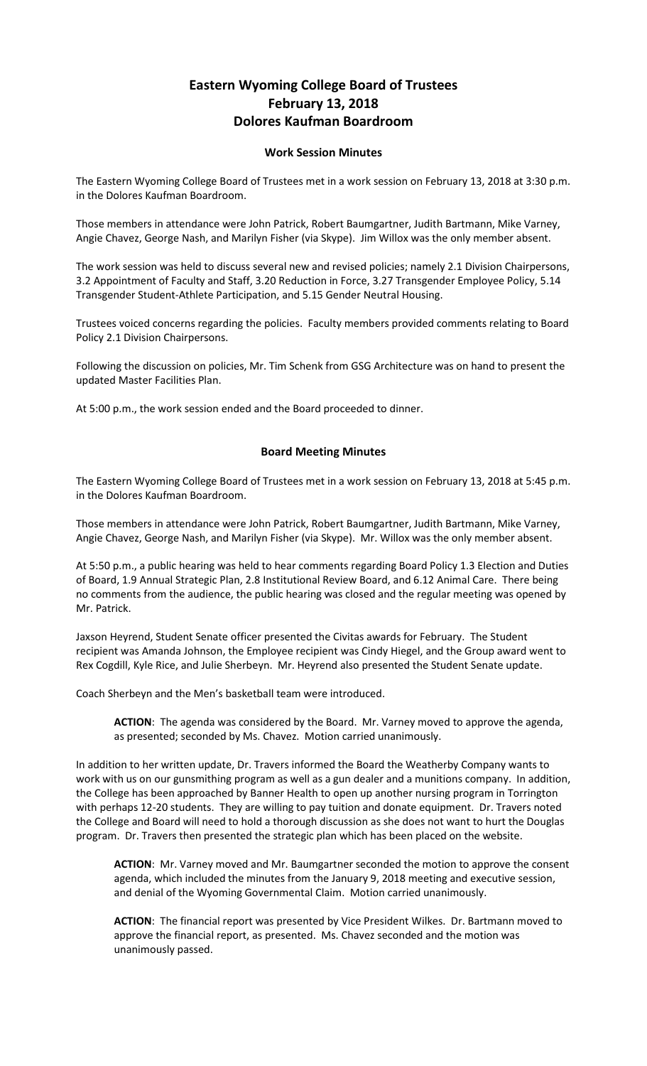# Eastern Wyoming College Board of Trustees
# February 13, 2018
# Dolores Kaufman Boardroom

## Work Session Minutes

The Eastern Wyoming College Board of Trustees met in a work session on February 13, 2018 at 3:30 p.m. in the Dolores Kaufman Boardroom.

Those members in attendance were John Patrick, Robert Baumgartner, Judith Bartmann, Mike Varney, Angie Chavez, George Nash, and Marilyn Fisher (via Skype). Jim Willox was the only member absent.

The work session was held to discuss several new and revised policies; namely 2.1 Division Chairpersons, 3.2 Appointment of Faculty and Staff, 3.20 Reduction in Force, 3.27 Transgender Employee Policy, 5.14 Transgender Student-Athlete Participation, and 5.15 Gender Neutral Housing.

Trustees voiced concerns regarding the policies. Faculty members provided comments relating to Board Policy 2.1 Division Chairpersons.

Following the discussion on policies, Mr. Tim Schenk from GSG Architecture was on hand to present the updated Master Facilities Plan.

At 5:00 p.m., the work session ended and the Board proceeded to dinner.

## Board Meeting Minutes

The Eastern Wyoming College Board of Trustees met in a work session on February 13, 2018 at 5:45 p.m. in the Dolores Kaufman Boardroom.

Those members in attendance were John Patrick, Robert Baumgartner, Judith Bartmann, Mike Varney, Angie Chavez, George Nash, and Marilyn Fisher (via Skype). Mr. Willox was the only member absent.

At 5:50 p.m., a public hearing was held to hear comments regarding Board Policy 1.3 Election and Duties of Board, 1.9 Annual Strategic Plan, 2.8 Institutional Review Board, and 6.12 Animal Care. There being no comments from the audience, the public hearing was closed and the regular meeting was opened by Mr. Patrick.

Jaxson Heyrend, Student Senate officer presented the Civitas awards for February. The Student recipient was Amanda Johnson, the Employee recipient was Cindy Hiegel, and the Group award went to Rex Cogdill, Kyle Rice, and Julie Sherbeyn. Mr. Heyrend also presented the Student Senate update.

Coach Sherbeyn and the Men's basketball team were introduced.

> **ACTION**: The agenda was considered by the Board. Mr. Varney moved to approve the agenda, as presented; seconded by Ms. Chavez. Motion carried unanimously.

In addition to her written update, Dr. Travers informed the Board the Weatherby Company wants to work with us on our gunsmithing program as well as a gun dealer and a munitions company. In addition, the College has been approached by Banner Health to open up another nursing program in Torrington with perhaps 12-20 students. They are willing to pay tuition and donate equipment. Dr. Travers noted the College and Board will need to hold a thorough discussion as she does not want to hurt the Douglas program. Dr. Travers then presented the strategic plan which has been placed on the website.

> **ACTION**: Mr. Varney moved and Mr. Baumgartner seconded the motion to approve the consent agenda, which included the minutes from the January 9, 2018 meeting and executive session, and denial of the Wyoming Governmental Claim. Motion carried unanimously.

> **ACTION**: The financial report was presented by Vice President Wilkes. Dr. Bartmann moved to approve the financial report, as presented. Ms. Chavez seconded and the motion was unanimously passed.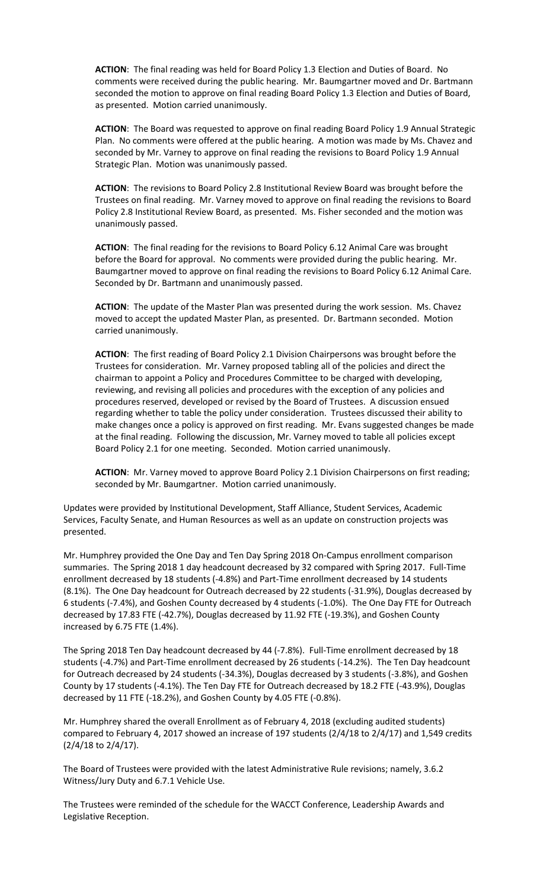**ACTION**: The final reading was held for Board Policy 1.3 Election and Duties of Board. No comments were received during the public hearing. Mr. Baumgartner moved and Dr. Bartmann seconded the motion to approve on final reading Board Policy 1.3 Election and Duties of Board, as presented. Motion carried unanimously.

**ACTION**: The Board was requested to approve on final reading Board Policy 1.9 Annual Strategic Plan. No comments were offered at the public hearing. A motion was made by Ms. Chavez and seconded by Mr. Varney to approve on final reading the revisions to Board Policy 1.9 Annual Strategic Plan. Motion was unanimously passed.

**ACTION**: The revisions to Board Policy 2.8 Institutional Review Board was brought before the Trustees on final reading. Mr. Varney moved to approve on final reading the revisions to Board Policy 2.8 Institutional Review Board, as presented. Ms. Fisher seconded and the motion was unanimously passed.

**ACTION**: The final reading for the revisions to Board Policy 6.12 Animal Care was brought before the Board for approval. No comments were provided during the public hearing. Mr. Baumgartner moved to approve on final reading the revisions to Board Policy 6.12 Animal Care. Seconded by Dr. Bartmann and unanimously passed.

**ACTION**: The update of the Master Plan was presented during the work session. Ms. Chavez moved to accept the updated Master Plan, as presented. Dr. Bartmann seconded. Motion carried unanimously.

**ACTION**: The first reading of Board Policy 2.1 Division Chairpersons was brought before the Trustees for consideration. Mr. Varney proposed tabling all of the policies and direct the chairman to appoint a Policy and Procedures Committee to be charged with developing, reviewing, and revising all policies and procedures with the exception of any policies and procedures reserved, developed or revised by the Board of Trustees. A discussion ensued regarding whether to table the policy under consideration. Trustees discussed their ability to make changes once a policy is approved on first reading. Mr. Evans suggested changes be made at the final reading. Following the discussion, Mr. Varney moved to table all policies except Board Policy 2.1 for one meeting. Seconded. Motion carried unanimously.

**ACTION**: Mr. Varney moved to approve Board Policy 2.1 Division Chairpersons on first reading; seconded by Mr. Baumgartner. Motion carried unanimously.

Updates were provided by Institutional Development, Staff Alliance, Student Services, Academic Services, Faculty Senate, and Human Resources as well as an update on construction projects was presented.

Mr. Humphrey provided the One Day and Ten Day Spring 2018 On-Campus enrollment comparison summaries. The Spring 2018 1 day headcount decreased by 32 compared with Spring 2017. Full-Time enrollment decreased by 18 students (-4.8%) and Part-Time enrollment decreased by 14 students (8.1%). The One Day headcount for Outreach decreased by 22 students (-31.9%), Douglas decreased by 6 students (-7.4%), and Goshen County decreased by 4 students (-1.0%). The One Day FTE for Outreach decreased by 17.83 FTE (-42.7%), Douglas decreased by 11.92 FTE (-19.3%), and Goshen County increased by 6.75 FTE (1.4%).

The Spring 2018 Ten Day headcount decreased by 44 (-7.8%). Full-Time enrollment decreased by 18 students (-4.7%) and Part-Time enrollment decreased by 26 students (-14.2%). The Ten Day headcount for Outreach decreased by 24 students (-34.3%), Douglas decreased by 3 students (-3.8%), and Goshen County by 17 students (-4.1%). The Ten Day FTE for Outreach decreased by 18.2 FTE (-43.9%), Douglas decreased by 11 FTE (-18.2%), and Goshen County by 4.05 FTE (-0.8%).

Mr. Humphrey shared the overall Enrollment as of February 4, 2018 (excluding audited students) compared to February 4, 2017 showed an increase of 197 students (2/4/18 to 2/4/17) and 1,549 credits (2/4/18 to 2/4/17).

The Board of Trustees were provided with the latest Administrative Rule revisions; namely, 3.6.2 Witness/Jury Duty and 6.7.1 Vehicle Use.

The Trustees were reminded of the schedule for the WACCT Conference, Leadership Awards and Legislative Reception.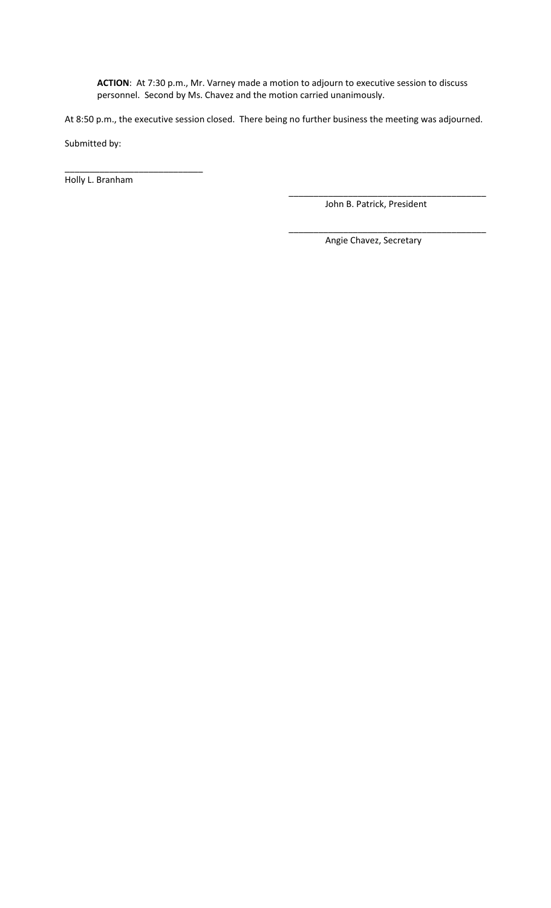**ACTION**: At 7:30 p.m., Mr. Varney made a motion to adjourn to executive session to discuss personnel. Second by Ms. Chavez and the motion carried unanimously.

At 8:50 p.m., the executive session closed. There being no further business the meeting was adjourned.

Submitted by:

____________________________
Holly L. Branham

________________________________________
John B. Patrick, President

________________________________________
Angie Chavez, Secretary